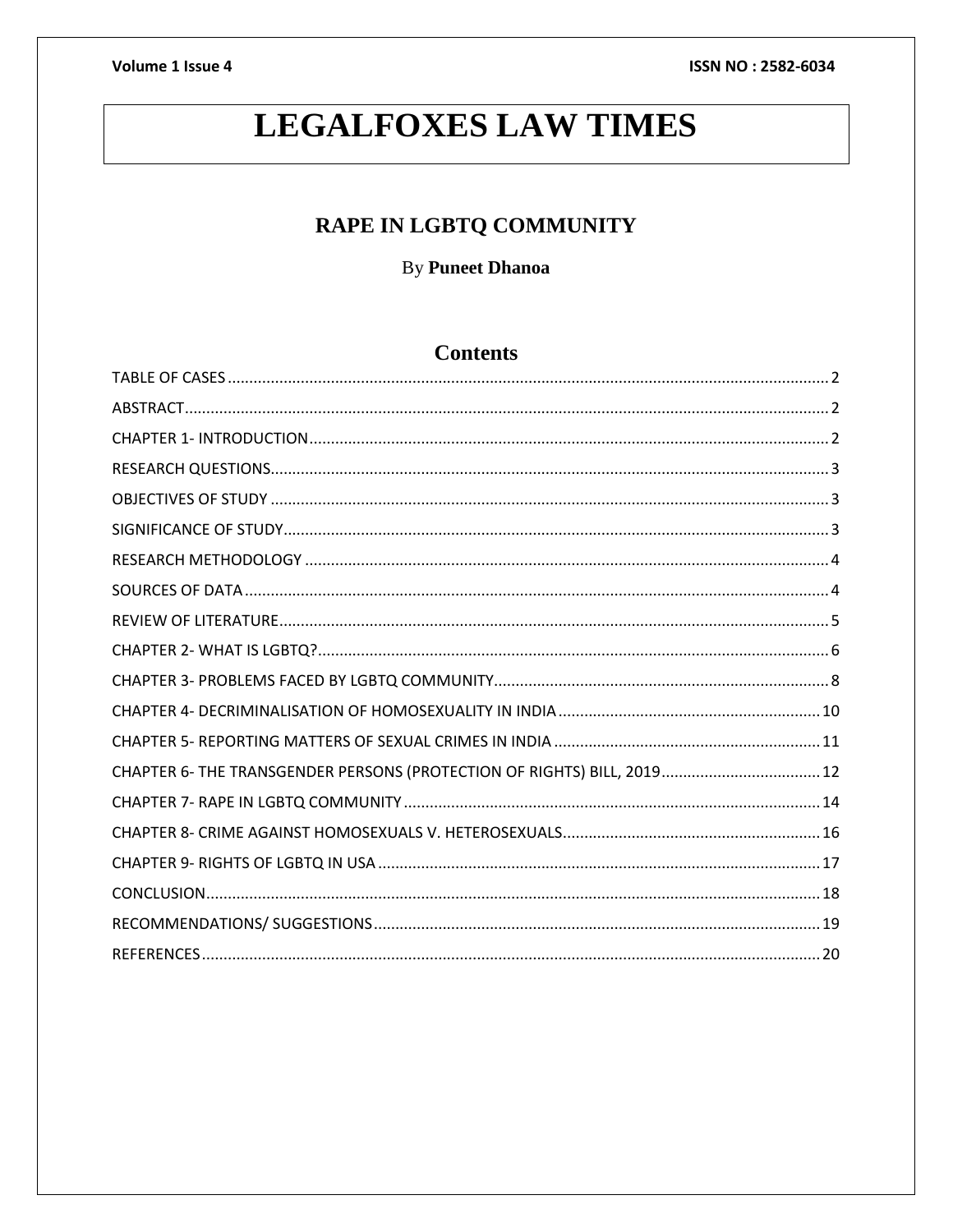# LEGALFOXES LAW TIMES

## RAPE IN LGBTQ COMMUNITY

By **Puneet Dhanoa**

## Contents

TABLE OF CASES ..... 2

ABSTRACT ..... 2

CHAPTER 1- INTRODUCTION ..... 2

RESEARCH QUESTIONS ..... 3

OBJECTIVES OF STUDY ..... 3

SIGNIFICANCE OF STUDY ..... 3

RESEARCH METHODOLOGY ..... 4

SOURCES OF DATA ..... 4

REVIEW OF LITERATURE ..... 5

CHAPTER 2- WHAT IS LGBTQ? ..... 6

CHAPTER 3- PROBLEMS FACED BY LGBTQ COMMUNITY ..... 8

CHAPTER 4- DECRIMINALISATION OF HOMOSEXUALITY IN INDIA ..... 10

CHAPTER 5- REPORTING MATTERS OF SEXUAL CRIMES IN INDIA ..... 11

CHAPTER 6- THE TRANSGENDER PERSONS (PROTECTION OF RIGHTS) BILL, 2019 ..... 12

CHAPTER 7- RAPE IN LGBTQ COMMUNITY ..... 14

CHAPTER 8- CRIME AGAINST HOMOSEXUALS V. HETEROSEXUALS ..... 16

CHAPTER 9- RIGHTS OF LGBTQ IN USA ..... 17

CONCLUSION ..... 18

RECOMMENDATIONS/ SUGGESTIONS ..... 19

REFERENCES ..... 20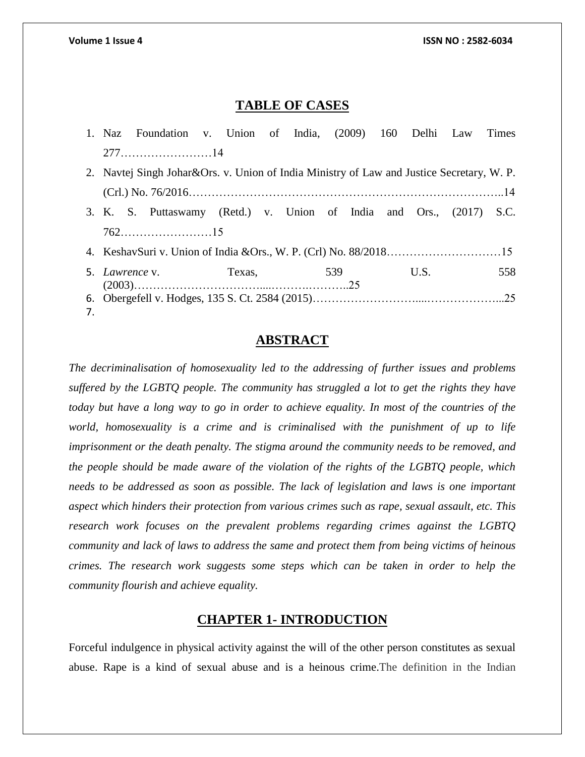## TABLE OF CASES

1. Naz Foundation v. Union of India, (2009) 160 Delhi Law Times 277……………………14
2. Navtej Singh Johar&Ors. v. Union of India Ministry of Law and Justice Secretary, W. P. (Crl.) No. 76/2016………………………………………………………………………..14
3. K. S. Puttaswamy (Retd.) v. Union of India and Ors., (2017) S.C. 762……………………15
4. KeshavSuri v. Union of India &Ors., W. P. (Crl) No. 88/2018…………………………15
5. *Lawrence* v. Texas, 539 U.S. 558 (2003)…………………………....……….………..25
6. Obergefell v. Hodges, 135 S. Ct. 2584 (2015)………………………....………………...25
7.

## ABSTRACT

*The decriminalisation of homosexuality led to the addressing of further issues and problems suffered by the LGBTQ people. The community has struggled a lot to get the rights they have today but have a long way to go in order to achieve equality. In most of the countries of the world, homosexuality is a crime and is criminalised with the punishment of up to life imprisonment or the death penalty. The stigma around the community needs to be removed, and the people should be made aware of the violation of the rights of the LGBTQ people, which needs to be addressed as soon as possible. The lack of legislation and laws is one important aspect which hinders their protection from various crimes such as rape, sexual assault, etc. This research work focuses on the prevalent problems regarding crimes against the LGBTQ community and lack of laws to address the same and protect them from being victims of heinous crimes. The research work suggests some steps which can be taken in order to help the community flourish and achieve equality.*

## CHAPTER 1- INTRODUCTION

Forceful indulgence in physical activity against the will of the other person constitutes as sexual abuse. Rape is a kind of sexual abuse and is a heinous crime.The definition in the Indian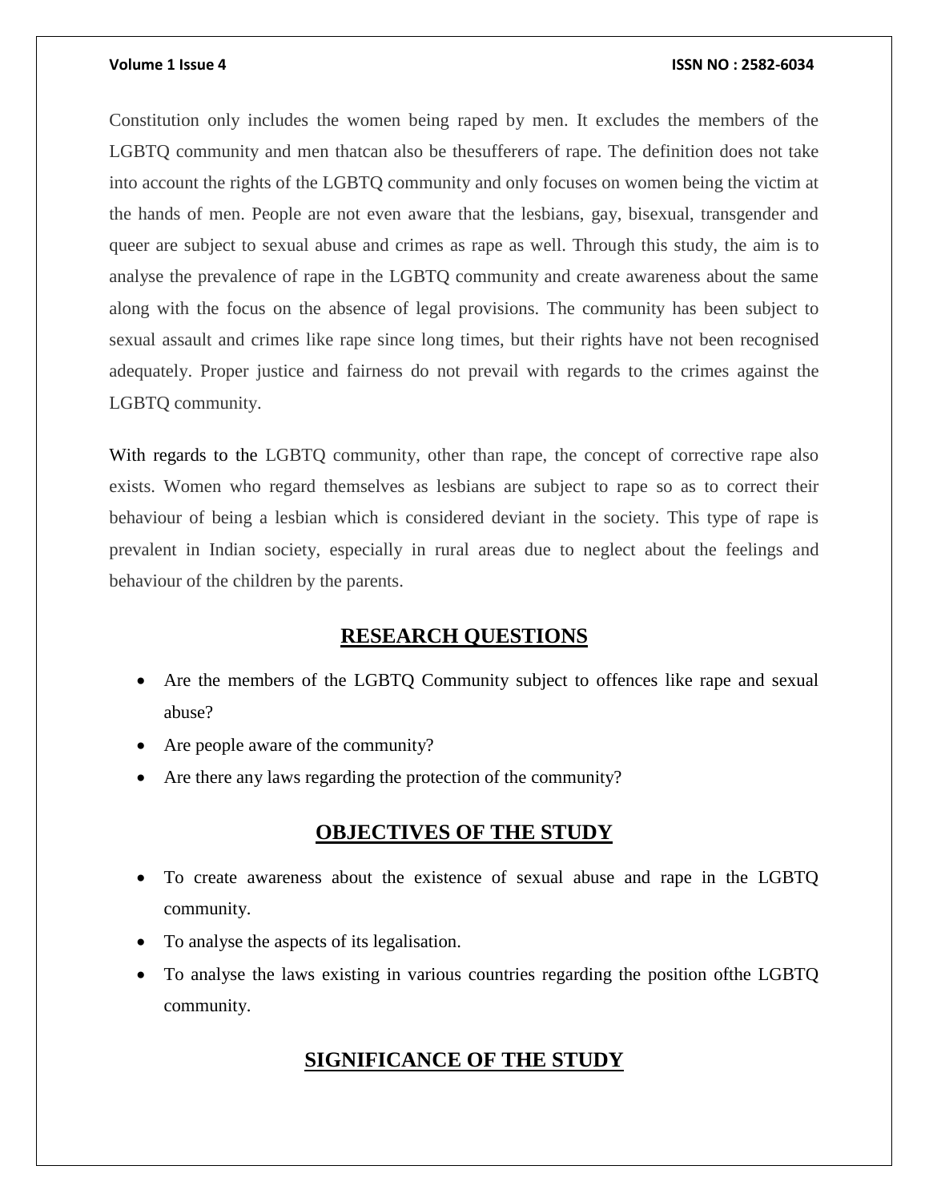Constitution only includes the women being raped by men. It excludes the members of the LGBTQ community and men thatcan also be thesufferers of rape. The definition does not take into account the rights of the LGBTQ community and only focuses on women being the victim at the hands of men. People are not even aware that the lesbians, gay, bisexual, transgender and queer are subject to sexual abuse and crimes as rape as well. Through this study, the aim is to analyse the prevalence of rape in the LGBTQ community and create awareness about the same along with the focus on the absence of legal provisions. The community has been subject to sexual assault and crimes like rape since long times, but their rights have not been recognised adequately. Proper justice and fairness do not prevail with regards to the crimes against the LGBTQ community.

With regards to the LGBTQ community, other than rape, the concept of corrective rape also exists. Women who regard themselves as lesbians are subject to rape so as to correct their behaviour of being a lesbian which is considered deviant in the society. This type of rape is prevalent in Indian society, especially in rural areas due to neglect about the feelings and behaviour of the children by the parents.

## RESEARCH QUESTIONS

- Are the members of the LGBTQ Community subject to offences like rape and sexual abuse?
- Are people aware of the community?
- Are there any laws regarding the protection of the community?

## OBJECTIVES OF THE STUDY

- To create awareness about the existence of sexual abuse and rape in the LGBTQ community.
- To analyse the aspects of its legalisation.
- To analyse the laws existing in various countries regarding the position ofthe LGBTQ community.

## SIGNIFICANCE OF THE STUDY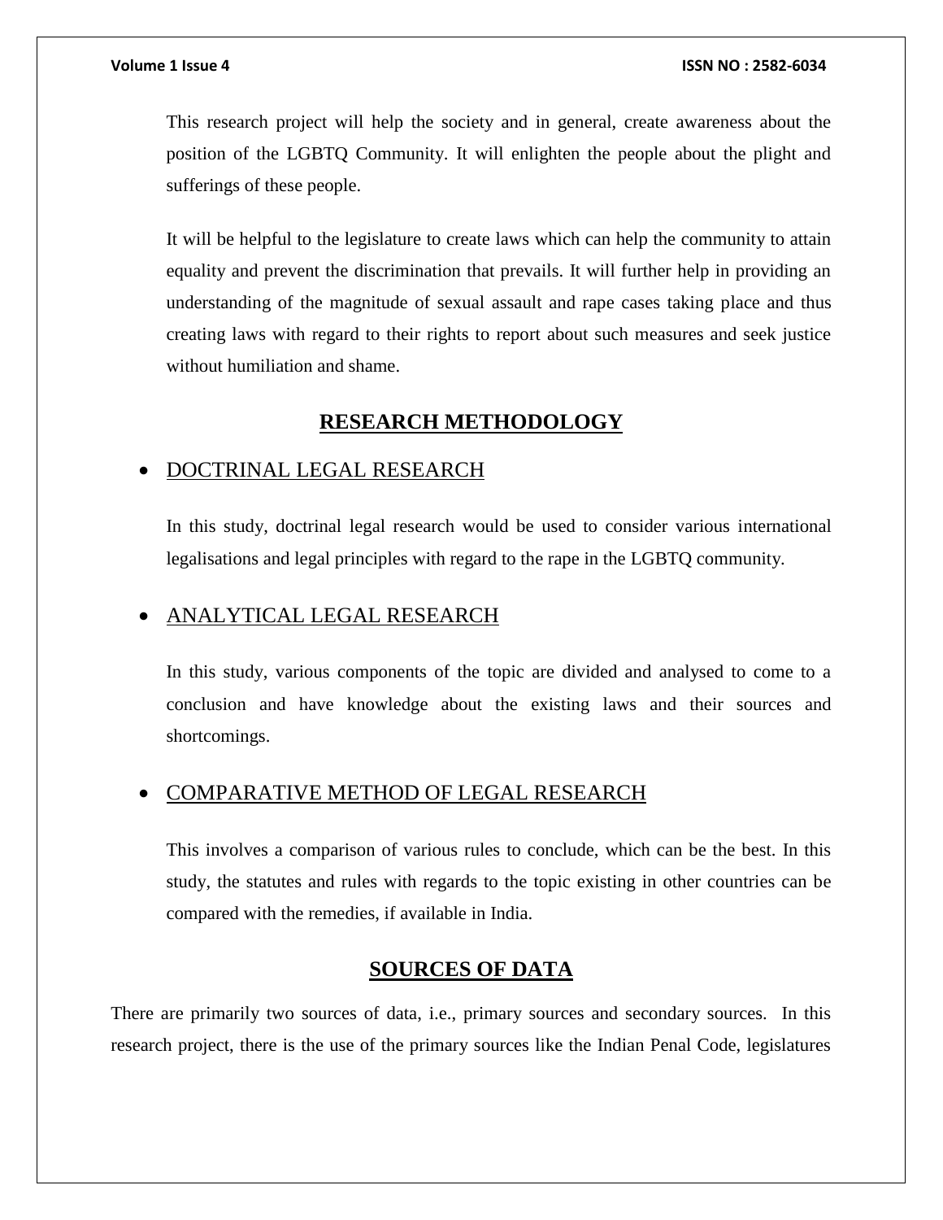This research project will help the society and in general, create awareness about the position of the LGBTQ Community. It will enlighten the people about the plight and sufferings of these people.

It will be helpful to the legislature to create laws which can help the community to attain equality and prevent the discrimination that prevails. It will further help in providing an understanding of the magnitude of sexual assault and rape cases taking place and thus creating laws with regard to their rights to report about such measures and seek justice without humiliation and shame.

## RESEARCH METHODOLOGY

- DOCTRINAL LEGAL RESEARCH

  In this study, doctrinal legal research would be used to consider various international legalisations and legal principles with regard to the rape in the LGBTQ community.

- ANALYTICAL LEGAL RESEARCH

  In this study, various components of the topic are divided and analysed to come to a conclusion and have knowledge about the existing laws and their sources and shortcomings.

- COMPARATIVE METHOD OF LEGAL RESEARCH

  This involves a comparison of various rules to conclude, which can be the best. In this study, the statutes and rules with regards to the topic existing in other countries can be compared with the remedies, if available in India.

## SOURCES OF DATA

There are primarily two sources of data, i.e., primary sources and secondary sources. In this research project, there is the use of the primary sources like the Indian Penal Code, legislatures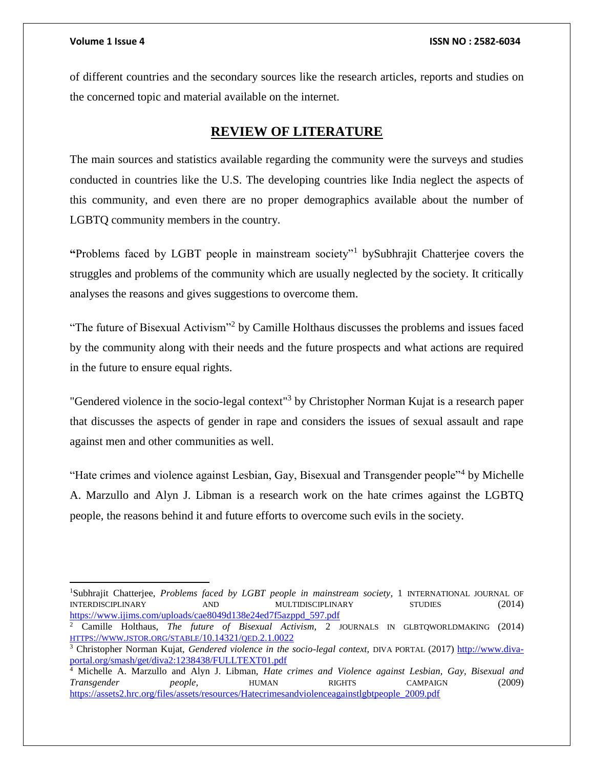of different countries and the secondary sources like the research articles, reports and studies on the concerned topic and material available on the internet.

## REVIEW OF LITERATURE

The main sources and statistics available regarding the community were the surveys and studies conducted in countries like the U.S. The developing countries like India neglect the aspects of this community, and even there are no proper demographics available about the number of LGBTQ community members in the country.

**"**Problems faced by LGBT people in mainstream society"[1] bySubhrajit Chatterjee covers the struggles and problems of the community which are usually neglected by the society. It critically analyses the reasons and gives suggestions to overcome them.

"The future of Bisexual Activism"[2] by Camille Holthaus discusses the problems and issues faced by the community along with their needs and the future prospects and what actions are required in the future to ensure equal rights.

"Gendered violence in the socio-legal context"[3] by Christopher Norman Kujat is a research paper that discusses the aspects of gender in rape and considers the issues of sexual assault and rape against men and other communities as well.

"Hate crimes and violence against Lesbian, Gay, Bisexual and Transgender people"[4] by Michelle A. Marzullo and Alyn J. Libman is a research work on the hate crimes against the LGBTQ people, the reasons behind it and future efforts to overcome such evils in the society.

---

[1] Subhrajit Chatterjee, *Problems faced by LGBT people in mainstream society,* 1 INTERNATIONAL JOURNAL OF INTERDISCIPLINARY AND MULTIDISCIPLINARY STUDIES (2014) https://www.ijims.com/uploads/cae8049d138e24ed7f5azppd_597.pdf

[2] Camille Holthaus, *The future of Bisexual Activism,* 2 JOURNALS IN GLBTQWORLDMAKING (2014) HTTPS://WWW.JSTOR.ORG/STABLE/10.14321/QED.2.1.0022

[3] Christopher Norman Kujat, *Gendered violence in the socio-legal context,* DIVA PORTAL (2017) http://www.diva-portal.org/smash/get/diva2:1238438/FULLTEXT01.pdf

[4] Michelle A. Marzullo and Alyn J. Libman, *Hate crimes and Violence against Lesbian, Gay, Bisexual and Transgender people,* HUMAN RIGHTS CAMPAIGN (2009) https://assets2.hrc.org/files/assets/resources/Hatecrimesandviolenceagainstlgbtpeople_2009.pdf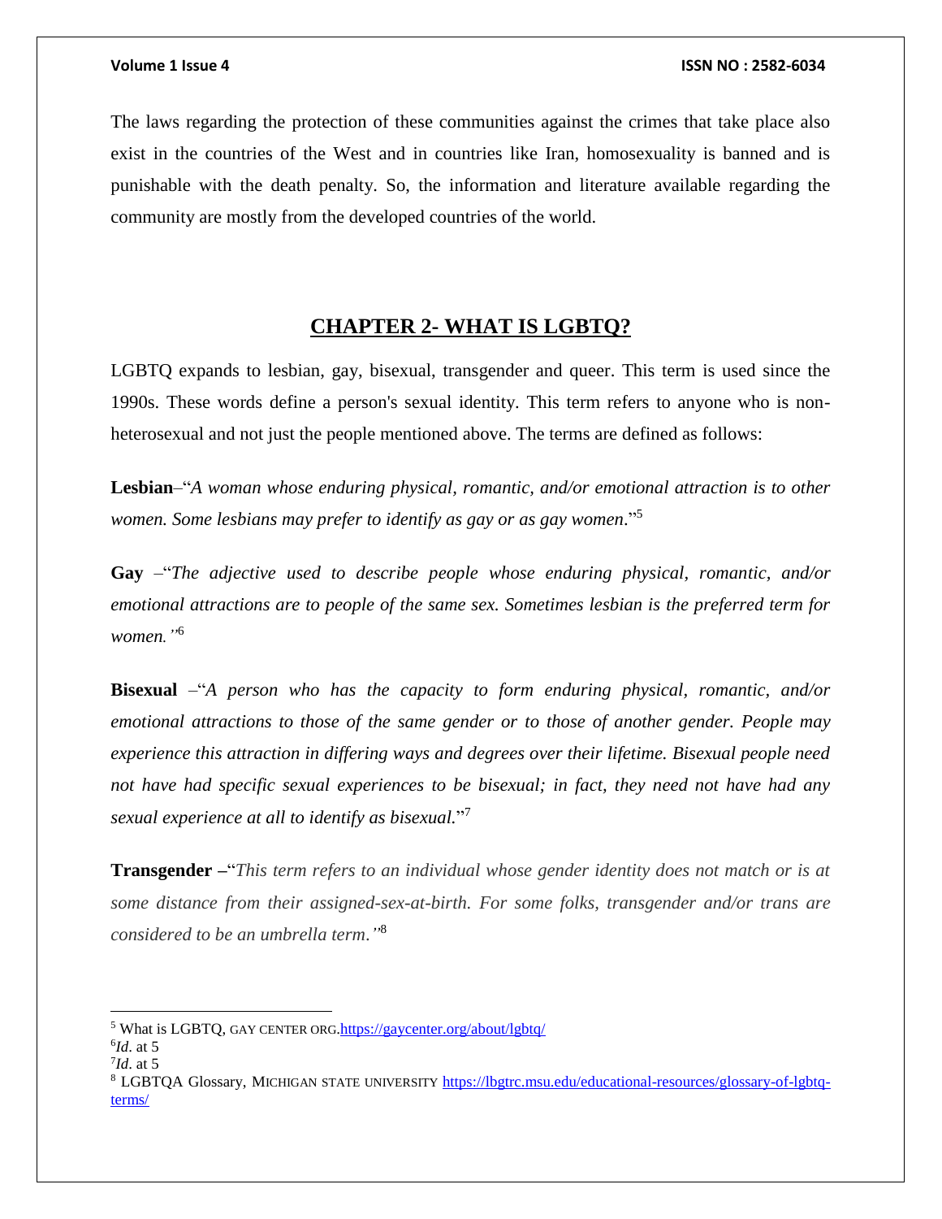The laws regarding the protection of these communities against the crimes that take place also exist in the countries of the West and in countries like Iran, homosexuality is banned and is punishable with the death penalty. So, the information and literature available regarding the community are mostly from the developed countries of the world.

## CHAPTER 2- WHAT IS LGBTQ?

LGBTQ expands to lesbian, gay, bisexual, transgender and queer. This term is used since the 1990s. These words define a person's sexual identity. This term refers to anyone who is non-heterosexual and not just the people mentioned above. The terms are defined as follows:

**Lesbian**–"*A woman whose enduring physical, romantic, and/or emotional attraction is to other women. Some lesbians may prefer to identify as gay or as gay women*."[5]

**Gay** –"*The adjective used to describe people whose enduring physical, romantic, and/or emotional attractions are to people of the same sex. Sometimes lesbian is the preferred term for women."*[6]

**Bisexual** –"*A person who has the capacity to form enduring physical, romantic, and/or emotional attractions to those of the same gender or to those of another gender. People may experience this attraction in differing ways and degrees over their lifetime. Bisexual people need not have had specific sexual experiences to be bisexual; in fact, they need not have had any sexual experience at all to identify as bisexual.*"[7]

**Transgender –**"*This term refers to an individual whose gender identity does not match or is at some distance from their assigned-sex-at-birth. For some folks, transgender and/or trans are considered to be an umbrella term."*[8]

---

[5] What is LGBTQ, GAY CENTER ORG.https://gaycenter.org/about/lgbtq/

[6] *Id*. at 5

[7] *Id*. at 5

[8] LGBTQA Glossary, MICHIGAN STATE UNIVERSITY https://lbgtrc.msu.edu/educational-resources/glossary-of-lgbtq-terms/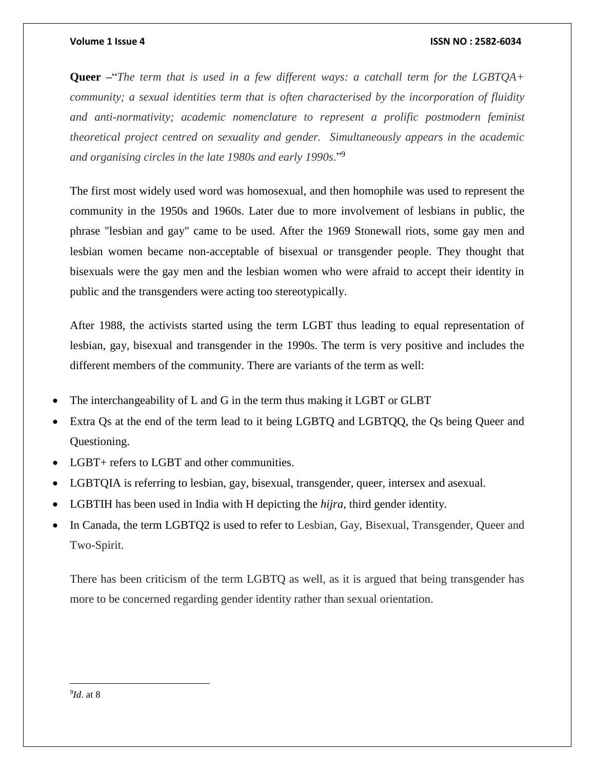**Queer** –"*The term that is used in a few different ways: a catchall term for the LGBTQA+ community; a sexual identities term that is often characterised by the incorporation of fluidity and anti-normativity; academic nomenclature to represent a prolific postmodern feminist theoretical project centred on sexuality and gender. Simultaneously appears in the academic and organising circles in the late 1980s and early 1990s*."[9]

The first most widely used word was homosexual, and then homophile was used to represent the community in the 1950s and 1960s. Later due to more involvement of lesbians in public, the phrase "lesbian and gay" came to be used. After the 1969 Stonewall riots, some gay men and lesbian women became non-acceptable of bisexual or transgender people. They thought that bisexuals were the gay men and the lesbian women who were afraid to accept their identity in public and the transgenders were acting too stereotypically.

After 1988, the activists started using the term LGBT thus leading to equal representation of lesbian, gay, bisexual and transgender in the 1990s. The term is very positive and includes the different members of the community. There are variants of the term as well:

- The interchangeability of L and G in the term thus making it LGBT or GLBT
- Extra Qs at the end of the term lead to it being LGBTQ and LGBTQQ, the Qs being Queer and Questioning.
- LGBT+ refers to LGBT and other communities.
- LGBTQIA is referring to lesbian, gay, bisexual, transgender, queer, intersex and asexual.
- LGBTIH has been used in India with H depicting the *hijra*, third gender identity.
- In Canada, the term LGBTQ2 is used to refer to Lesbian, Gay, Bisexual, Transgender, Queer and Two-Spirit.

There has been criticism of the term LGBTQ as well, as it is argued that being transgender has more to be concerned regarding gender identity rather than sexual orientation.

---

[9] *Id*. at 8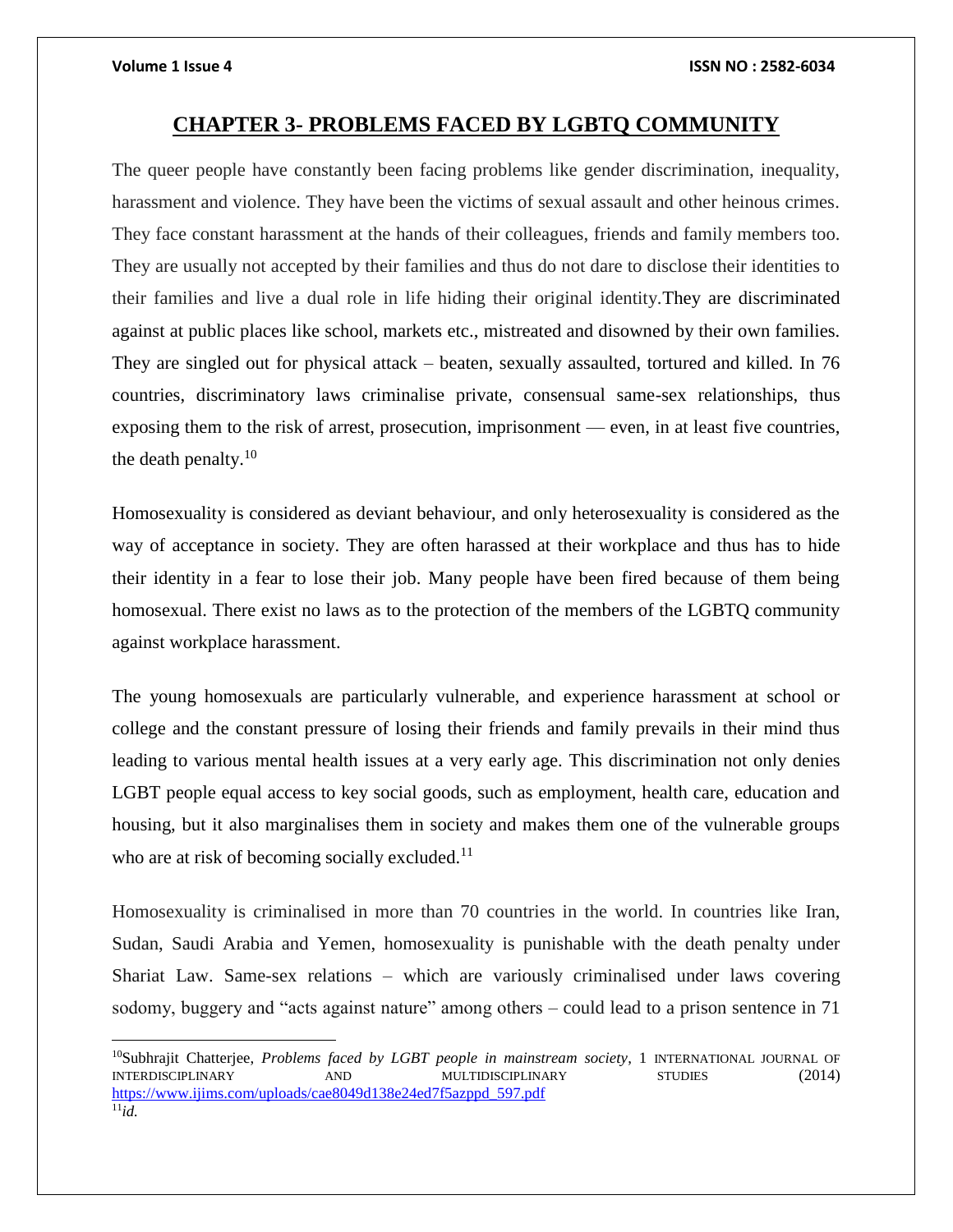## CHAPTER 3- PROBLEMS FACED BY LGBTQ COMMUNITY

The queer people have constantly been facing problems like gender discrimination, inequality, harassment and violence. They have been the victims of sexual assault and other heinous crimes. They face constant harassment at the hands of their colleagues, friends and family members too. They are usually not accepted by their families and thus do not dare to disclose their identities to their families and live a dual role in life hiding their original identity.They are discriminated against at public places like school, markets etc., mistreated and disowned by their own families. They are singled out for physical attack – beaten, sexually assaulted, tortured and killed. In 76 countries, discriminatory laws criminalise private, consensual same-sex relationships, thus exposing them to the risk of arrest, prosecution, imprisonment — even, in at least five countries, the death penalty.[10]

Homosexuality is considered as deviant behaviour, and only heterosexuality is considered as the way of acceptance in society. They are often harassed at their workplace and thus has to hide their identity in a fear to lose their job. Many people have been fired because of them being homosexual. There exist no laws as to the protection of the members of the LGBTQ community against workplace harassment.

The young homosexuals are particularly vulnerable, and experience harassment at school or college and the constant pressure of losing their friends and family prevails in their mind thus leading to various mental health issues at a very early age. This discrimination not only denies LGBT people equal access to key social goods, such as employment, health care, education and housing, but it also marginalises them in society and makes them one of the vulnerable groups who are at risk of becoming socially excluded.[11]

Homosexuality is criminalised in more than 70 countries in the world. In countries like Iran, Sudan, Saudi Arabia and Yemen, homosexuality is punishable with the death penalty under Shariat Law. Same-sex relations – which are variously criminalised under laws covering sodomy, buggery and "acts against nature" among others – could lead to a prison sentence in 71

---

[10] Subhrajit Chatterjee, *Problems faced by LGBT people in mainstream society*, 1 INTERNATIONAL JOURNAL OF INTERDISCIPLINARY AND MULTIDISCIPLINARY STUDIES (2014) https://www.ijims.com/uploads/cae8049d138e24ed7f5azppd_597.pdf

[11] *id.*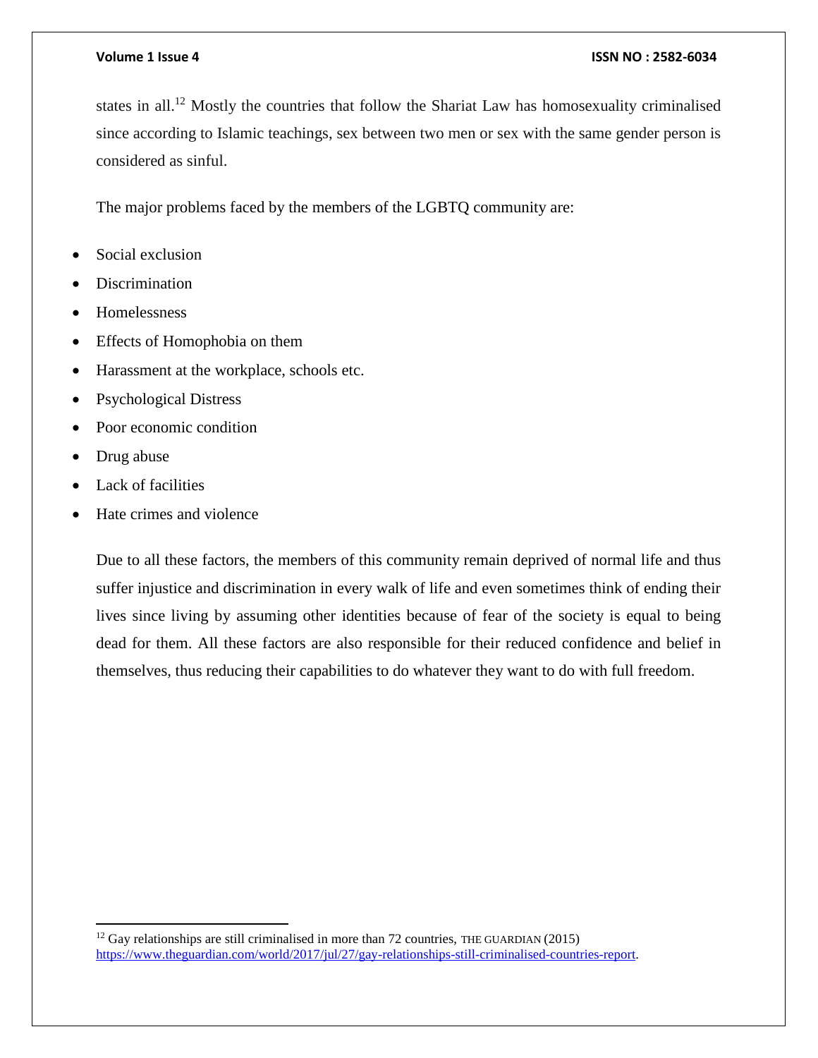states in all.[12] Mostly the countries that follow the Shariat Law has homosexuality criminalised since according to Islamic teachings, sex between two men or sex with the same gender person is considered as sinful.

The major problems faced by the members of the LGBTQ community are:

- Social exclusion
- Discrimination
- Homelessness
- Effects of Homophobia on them
- Harassment at the workplace, schools etc.
- Psychological Distress
- Poor economic condition
- Drug abuse
- Lack of facilities
- Hate crimes and violence

Due to all these factors, the members of this community remain deprived of normal life and thus suffer injustice and discrimination in every walk of life and even sometimes think of ending their lives since living by assuming other identities because of fear of the society is equal to being dead for them. All these factors are also responsible for their reduced confidence and belief in themselves, thus reducing their capabilities to do whatever they want to do with full freedom.

---

[12] Gay relationships are still criminalised in more than 72 countries, THE GUARDIAN (2015) https://www.theguardian.com/world/2017/jul/27/gay-relationships-still-criminalised-countries-report.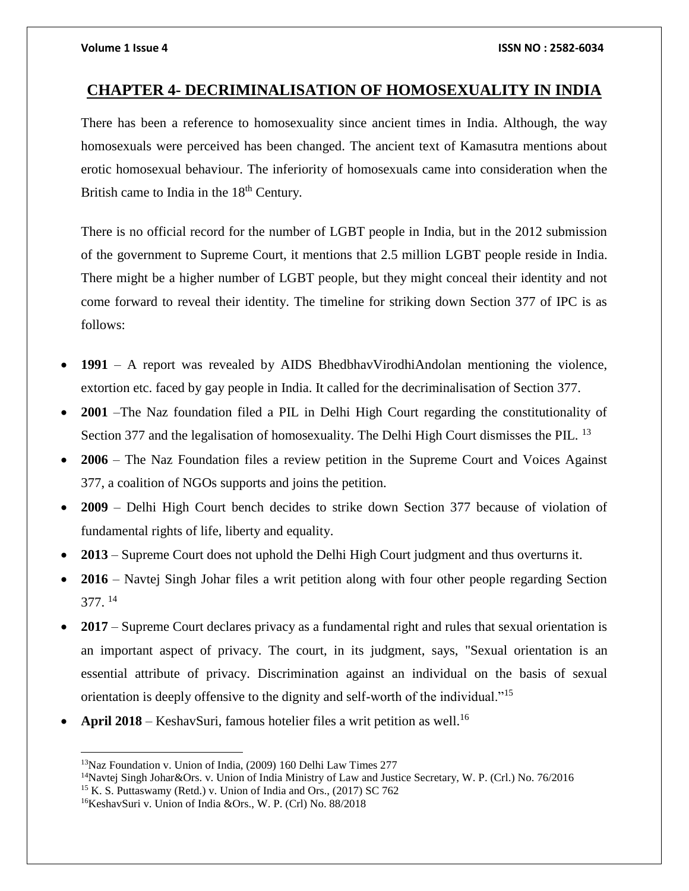## CHAPTER 4- DECRIMINALISATION OF HOMOSEXUALITY IN INDIA

There has been a reference to homosexuality since ancient times in India. Although, the way homosexuals were perceived has been changed. The ancient text of Kamasutra mentions about erotic homosexual behaviour. The inferiority of homosexuals came into consideration when the British came to India in the 18th Century.

There is no official record for the number of LGBT people in India, but in the 2012 submission of the government to Supreme Court, it mentions that 2.5 million LGBT people reside in India. There might be a higher number of LGBT people, but they might conceal their identity and not come forward to reveal their identity. The timeline for striking down Section 377 of IPC is as follows:

- **1991** – A report was revealed by AIDS BhedbhavVirodhiAndolan mentioning the violence, extortion etc. faced by gay people in India. It called for the decriminalisation of Section 377.
- **2001** –The Naz foundation filed a PIL in Delhi High Court regarding the constitutionality of Section 377 and the legalisation of homosexuality. The Delhi High Court dismisses the PIL. [13]
- **2006** – The Naz Foundation files a review petition in the Supreme Court and Voices Against 377, a coalition of NGOs supports and joins the petition.
- **2009** – Delhi High Court bench decides to strike down Section 377 because of violation of fundamental rights of life, liberty and equality.
- **2013** – Supreme Court does not uphold the Delhi High Court judgment and thus overturns it.
- **2016** – Navtej Singh Johar files a writ petition along with four other people regarding Section 377. [14]
- **2017** – Supreme Court declares privacy as a fundamental right and rules that sexual orientation is an important aspect of privacy. The court, in its judgment, says, "Sexual orientation is an essential attribute of privacy. Discrimination against an individual on the basis of sexual orientation is deeply offensive to the dignity and self-worth of the individual."[15]
- **April 2018** – KeshavSuri, famous hotelier files a writ petition as well.[16]

---

[13] Naz Foundation v. Union of India, (2009) 160 Delhi Law Times 277

[14] Navtej Singh Johar&Ors. v. Union of India Ministry of Law and Justice Secretary, W. P. (Crl.) No. 76/2016

[15] K. S. Puttaswamy (Retd.) v. Union of India and Ors., (2017) SC 762

[16] KeshavSuri v. Union of India &Ors., W. P. (Crl) No. 88/2018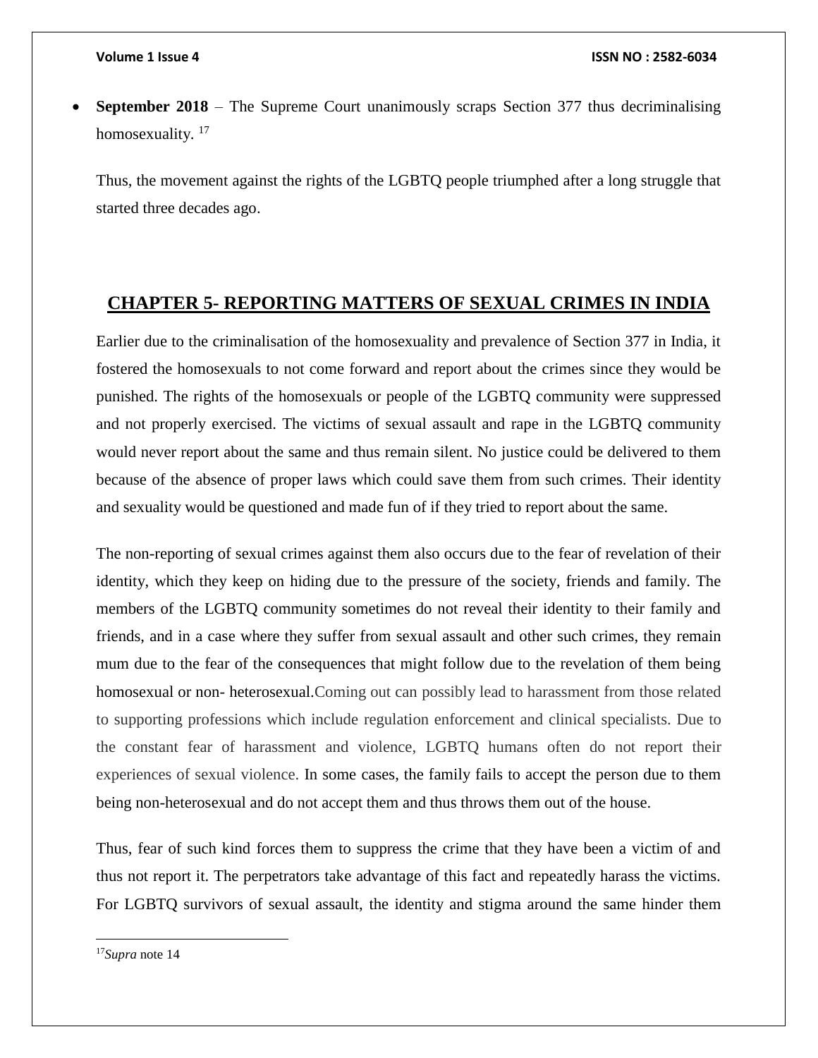- **September 2018** – The Supreme Court unanimously scraps Section 377 thus decriminalising homosexuality. [17]

Thus, the movement against the rights of the LGBTQ people triumphed after a long struggle that started three decades ago.

## CHAPTER 5- REPORTING MATTERS OF SEXUAL CRIMES IN INDIA

Earlier due to the criminalisation of the homosexuality and prevalence of Section 377 in India, it fostered the homosexuals to not come forward and report about the crimes since they would be punished. The rights of the homosexuals or people of the LGBTQ community were suppressed and not properly exercised. The victims of sexual assault and rape in the LGBTQ community would never report about the same and thus remain silent. No justice could be delivered to them because of the absence of proper laws which could save them from such crimes. Their identity and sexuality would be questioned and made fun of if they tried to report about the same.

The non-reporting of sexual crimes against them also occurs due to the fear of revelation of their identity, which they keep on hiding due to the pressure of the society, friends and family. The members of the LGBTQ community sometimes do not reveal their identity to their family and friends, and in a case where they suffer from sexual assault and other such crimes, they remain mum due to the fear of the consequences that might follow due to the revelation of them being homosexual or non- heterosexual.Coming out can possibly lead to harassment from those related to supporting professions which include regulation enforcement and clinical specialists. Due to the constant fear of harassment and violence, LGBTQ humans often do not report their experiences of sexual violence. In some cases, the family fails to accept the person due to them being non-heterosexual and do not accept them and thus throws them out of the house.

Thus, fear of such kind forces them to suppress the crime that they have been a victim of and thus not report it. The perpetrators take advantage of this fact and repeatedly harass the victims. For LGBTQ survivors of sexual assault, the identity and stigma around the same hinder them

[17] *Supra* note 14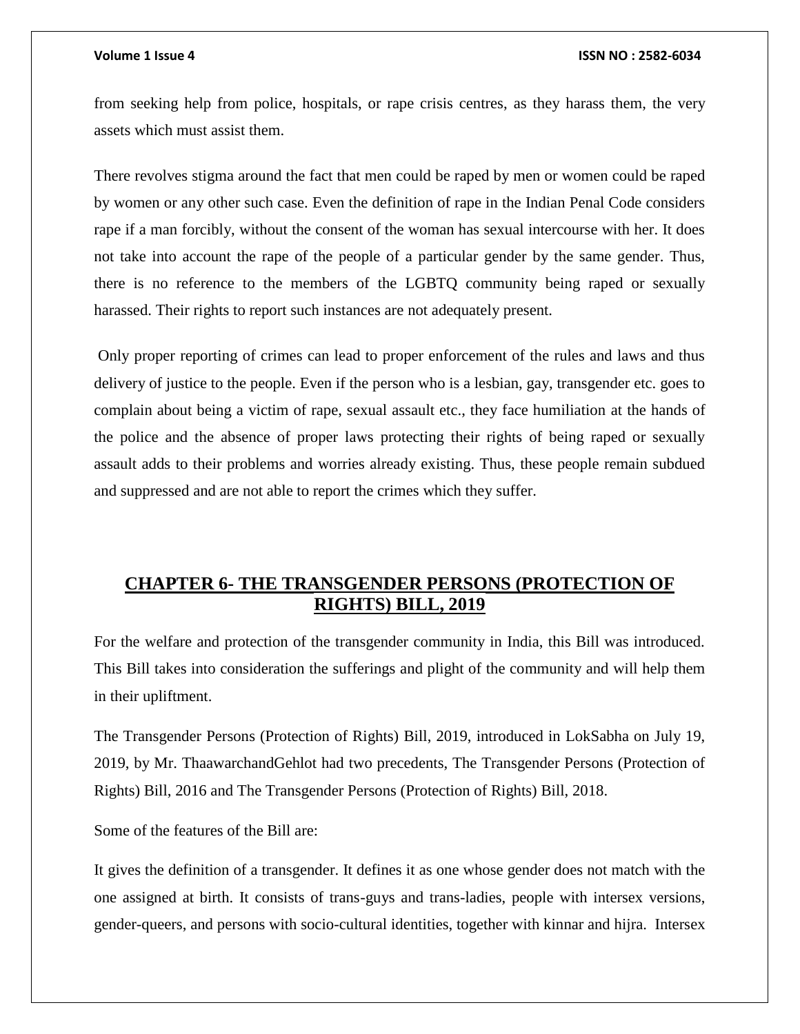from seeking help from police, hospitals, or rape crisis centres, as they harass them, the very assets which must assist them.

There revolves stigma around the fact that men could be raped by men or women could be raped by women or any other such case. Even the definition of rape in the Indian Penal Code considers rape if a man forcibly, without the consent of the woman has sexual intercourse with her. It does not take into account the rape of the people of a particular gender by the same gender. Thus, there is no reference to the members of the LGBTQ community being raped or sexually harassed. Their rights to report such instances are not adequately present.

Only proper reporting of crimes can lead to proper enforcement of the rules and laws and thus delivery of justice to the people. Even if the person who is a lesbian, gay, transgender etc. goes to complain about being a victim of rape, sexual assault etc., they face humiliation at the hands of the police and the absence of proper laws protecting their rights of being raped or sexually assault adds to their problems and worries already existing. Thus, these people remain subdued and suppressed and are not able to report the crimes which they suffer.

## CHAPTER 6- THE TRANSGENDER PERSONS (PROTECTION OF RIGHTS) BILL, 2019

For the welfare and protection of the transgender community in India, this Bill was introduced. This Bill takes into consideration the sufferings and plight of the community and will help them in their upliftment.

The Transgender Persons (Protection of Rights) Bill, 2019, introduced in LokSabha on July 19, 2019, by Mr. ThaawarchandGehlot had two precedents, The Transgender Persons (Protection of Rights) Bill, 2016 and The Transgender Persons (Protection of Rights) Bill, 2018.

Some of the features of the Bill are:

It gives the definition of a transgender. It defines it as one whose gender does not match with the one assigned at birth. It consists of trans-guys and trans-ladies, people with intersex versions, gender-queers, and persons with socio-cultural identities, together with kinnar and hijra. Intersex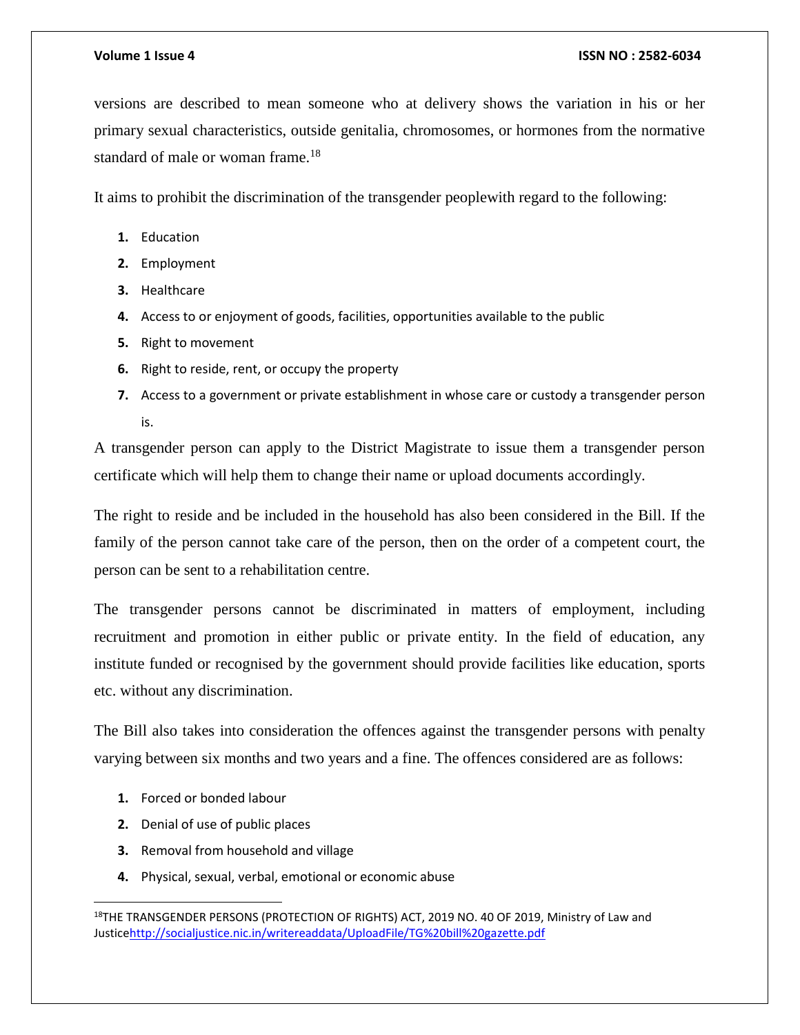versions are described to mean someone who at delivery shows the variation in his or her primary sexual characteristics, outside genitalia, chromosomes, or hormones from the normative standard of male or woman frame.[18]

It aims to prohibit the discrimination of the transgender peoplewith regard to the following:

1. Education
2. Employment
3. Healthcare
4. Access to or enjoyment of goods, facilities, opportunities available to the public
5. Right to movement
6. Right to reside, rent, or occupy the property
7. Access to a government or private establishment in whose care or custody a transgender person is.

A transgender person can apply to the District Magistrate to issue them a transgender person certificate which will help them to change their name or upload documents accordingly.

The right to reside and be included in the household has also been considered in the Bill. If the family of the person cannot take care of the person, then on the order of a competent court, the person can be sent to a rehabilitation centre.

The transgender persons cannot be discriminated in matters of employment, including recruitment and promotion in either public or private entity. In the field of education, any institute funded or recognised by the government should provide facilities like education, sports etc. without any discrimination.

The Bill also takes into consideration the offences against the transgender persons with penalty varying between six months and two years and a fine. The offences considered are as follows:

1. Forced or bonded labour
2. Denial of use of public places
3. Removal from household and village
4. Physical, sexual, verbal, emotional or economic abuse

---

[18] THE TRANSGENDER PERSONS (PROTECTION OF RIGHTS) ACT, 2019 NO. 40 OF 2019, Ministry of Law and Justice http://socialjustice.nic.in/writereaddata/UploadFile/TG%20bill%20gazette.pdf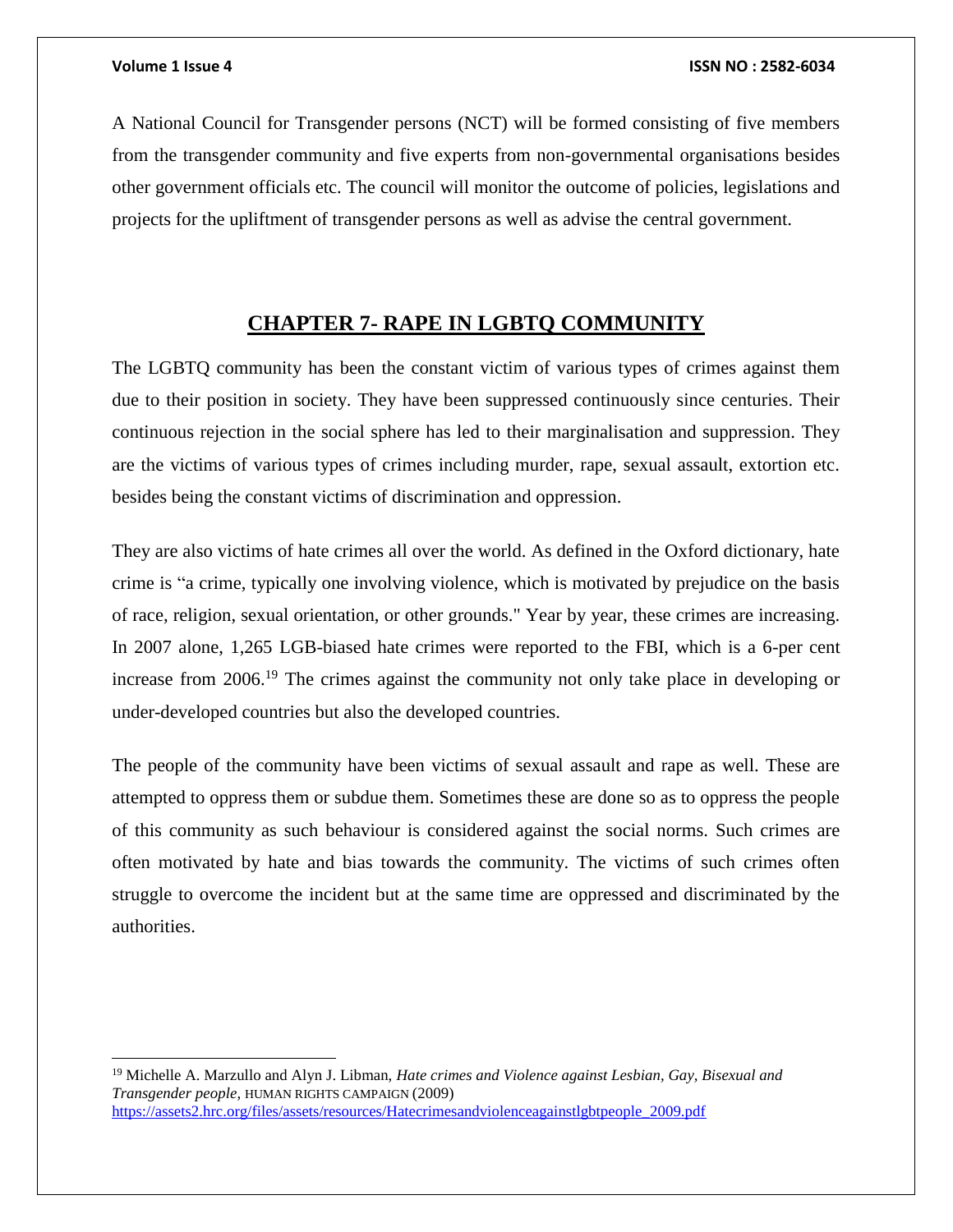A National Council for Transgender persons (NCT) will be formed consisting of five members from the transgender community and five experts from non-governmental organisations besides other government officials etc. The council will monitor the outcome of policies, legislations and projects for the upliftment of transgender persons as well as advise the central government.

## CHAPTER 7- RAPE IN LGBTQ COMMUNITY

The LGBTQ community has been the constant victim of various types of crimes against them due to their position in society. They have been suppressed continuously since centuries. Their continuous rejection in the social sphere has led to their marginalisation and suppression. They are the victims of various types of crimes including murder, rape, sexual assault, extortion etc. besides being the constant victims of discrimination and oppression.

They are also victims of hate crimes all over the world. As defined in the Oxford dictionary, hate crime is "a crime, typically one involving violence, which is motivated by prejudice on the basis of race, religion, sexual orientation, or other grounds." Year by year, these crimes are increasing. In 2007 alone, 1,265 LGB-biased hate crimes were reported to the FBI, which is a 6-per cent increase from 2006.[19] The crimes against the community not only take place in developing or under-developed countries but also the developed countries.

The people of the community have been victims of sexual assault and rape as well. These are attempted to oppress them or subdue them. Sometimes these are done so as to oppress the people of this community as such behaviour is considered against the social norms. Such crimes are often motivated by hate and bias towards the community. The victims of such crimes often struggle to overcome the incident but at the same time are oppressed and discriminated by the authorities.

---

[19] Michelle A. Marzullo and Alyn J. Libman, *Hate crimes and Violence against Lesbian, Gay, Bisexual and Transgender people*, HUMAN RIGHTS CAMPAIGN (2009) https://assets2.hrc.org/files/assets/resources/Hatecrimesandviolenceagainstlgbtpeople_2009.pdf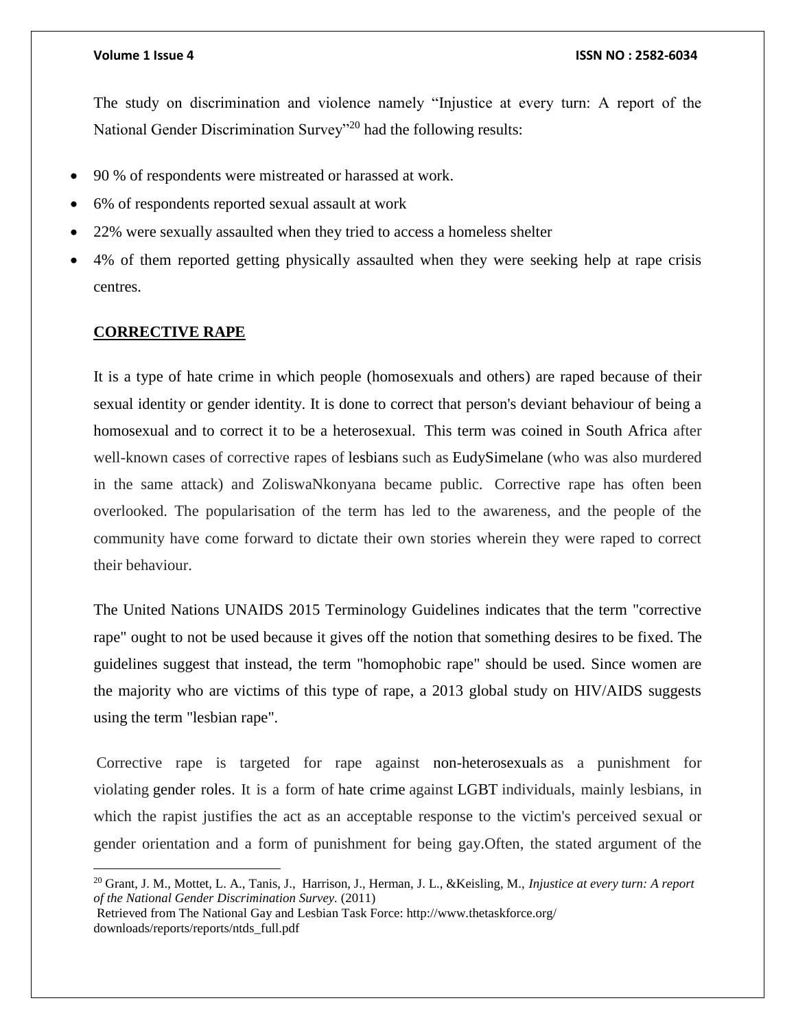The study on discrimination and violence namely "Injustice at every turn: A report of the National Gender Discrimination Survey"[20] had the following results:

- 90 % of respondents were mistreated or harassed at work.
- 6% of respondents reported sexual assault at work
- 22% were sexually assaulted when they tried to access a homeless shelter
- 4% of them reported getting physically assaulted when they were seeking help at rape crisis centres.

## CORRECTIVE RAPE

It is a type of hate crime in which people (homosexuals and others) are raped because of their sexual identity or gender identity. It is done to correct that person's deviant behaviour of being a homosexual and to correct it to be a heterosexual. This term was coined in South Africa after well-known cases of corrective rapes of lesbians such as EudySimelane (who was also murdered in the same attack) and ZoliswaNkonyana became public. Corrective rape has often been overlooked. The popularisation of the term has led to the awareness, and the people of the community have come forward to dictate their own stories wherein they were raped to correct their behaviour.

The United Nations UNAIDS 2015 Terminology Guidelines indicates that the term "corrective rape" ought to not be used because it gives off the notion that something desires to be fixed. The guidelines suggest that instead, the term "homophobic rape" should be used. Since women are the majority who are victims of this type of rape, a 2013 global study on HIV/AIDS suggests using the term "lesbian rape".

Corrective rape is targeted for rape against non-heterosexuals as a punishment for violating gender roles. It is a form of hate crime against LGBT individuals, mainly lesbians, in which the rapist justifies the act as an acceptable response to the victim's perceived sexual or gender orientation and a form of punishment for being gay.Often, the stated argument of the

---

[20] Grant, J. M., Mottet, L. A., Tanis, J., Harrison, J., Herman, J. L., &Keisling, M., *Injustice at every turn: A report of the National Gender Discrimination Survey.* (2011)
Retrieved from The National Gay and Lesbian Task Force: http://www.thetaskforce.org/ downloads/reports/reports/ntds_full.pdf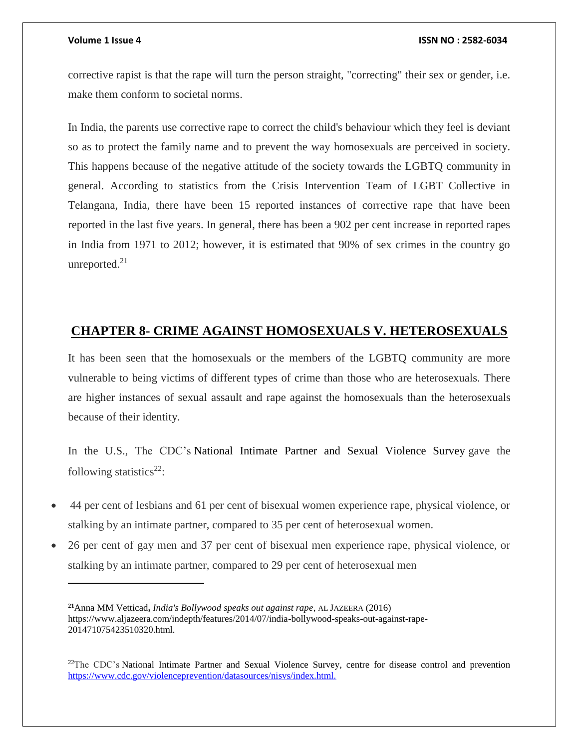corrective rapist is that the rape will turn the person straight, "correcting" their sex or gender, i.e. make them conform to societal norms.

In India, the parents use corrective rape to correct the child's behaviour which they feel is deviant so as to protect the family name and to prevent the way homosexuals are perceived in society. This happens because of the negative attitude of the society towards the LGBTQ community in general. According to statistics from the Crisis Intervention Team of LGBT Collective in Telangana, India, there have been 15 reported instances of corrective rape that have been reported in the last five years. In general, there has been a 902 per cent increase in reported rapes in India from 1971 to 2012; however, it is estimated that 90% of sex crimes in the country go unreported.[21]

## CHAPTER 8- CRIME AGAINST HOMOSEXUALS V. HETEROSEXUALS

It has been seen that the homosexuals or the members of the LGBTQ community are more vulnerable to being victims of different types of crime than those who are heterosexuals. There are higher instances of sexual assault and rape against the homosexuals than the heterosexuals because of their identity.

In the U.S., The CDC's National Intimate Partner and Sexual Violence Survey gave the following statistics[22]:

- 44 per cent of lesbians and 61 per cent of bisexual women experience rape, physical violence, or stalking by an intimate partner, compared to 35 per cent of heterosexual women.
- 26 per cent of gay men and 37 per cent of bisexual men experience rape, physical violence, or stalking by an intimate partner, compared to 29 per cent of heterosexual men

---

[21] Anna MM Vetticad, *India's Bollywood speaks out against rape*, AL JAZEERA (2016) https://www.aljazeera.com/indepth/features/2014/07/india-bollywood-speaks-out-against-rape-201471075423510320.html.

[22] The CDC's National Intimate Partner and Sexual Violence Survey, centre for disease control and prevention https://www.cdc.gov/violenceprevention/datasources/nisvs/index.html.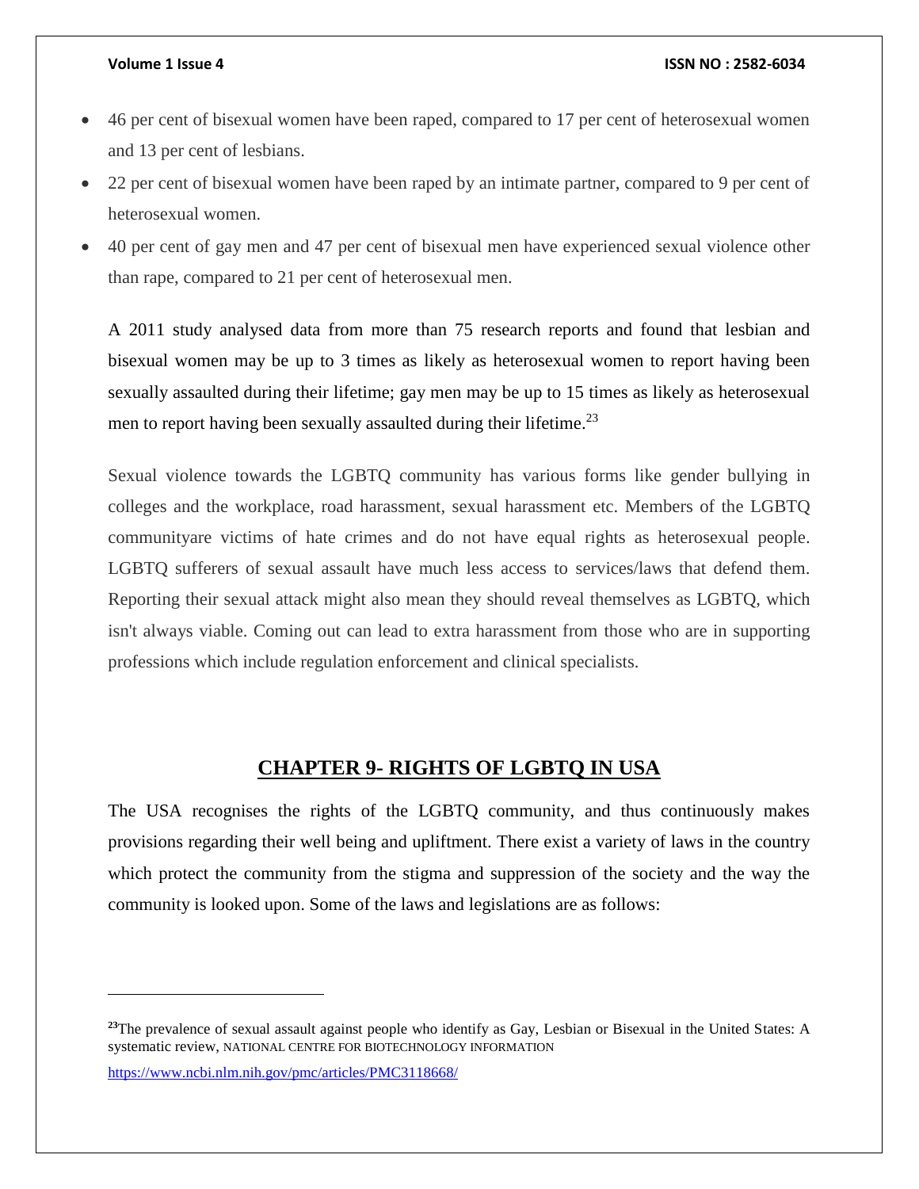- 46 per cent of bisexual women have been raped, compared to 17 per cent of heterosexual women and 13 per cent of lesbians.
- 22 per cent of bisexual women have been raped by an intimate partner, compared to 9 per cent of heterosexual women.
- 40 per cent of gay men and 47 per cent of bisexual men have experienced sexual violence other than rape, compared to 21 per cent of heterosexual men.

A 2011 study analysed data from more than 75 research reports and found that lesbian and bisexual women may be up to 3 times as likely as heterosexual women to report having been sexually assaulted during their lifetime; gay men may be up to 15 times as likely as heterosexual men to report having been sexually assaulted during their lifetime.[23]

Sexual violence towards the LGBTQ community has various forms like gender bullying in colleges and the workplace, road harassment, sexual harassment etc. Members of the LGBTQ communityare victims of hate crimes and do not have equal rights as heterosexual people. LGBTQ sufferers of sexual assault have much less access to services/laws that defend them. Reporting their sexual attack might also mean they should reveal themselves as LGBTQ, which isn't always viable. Coming out can lead to extra harassment from those who are in supporting professions which include regulation enforcement and clinical specialists.

## CHAPTER 9- RIGHTS OF LGBTQ IN USA

The USA recognises the rights of the LGBTQ community, and thus continuously makes provisions regarding their well being and upliftment. There exist a variety of laws in the country which protect the community from the stigma and suppression of the society and the way the community is looked upon. Some of the laws and legislations are as follows:

---

[23] The prevalence of sexual assault against people who identify as Gay, Lesbian or Bisexual in the United States: A systematic review, NATIONAL CENTRE FOR BIOTECHNOLOGY INFORMATION

https://www.ncbi.nlm.nih.gov/pmc/articles/PMC3118668/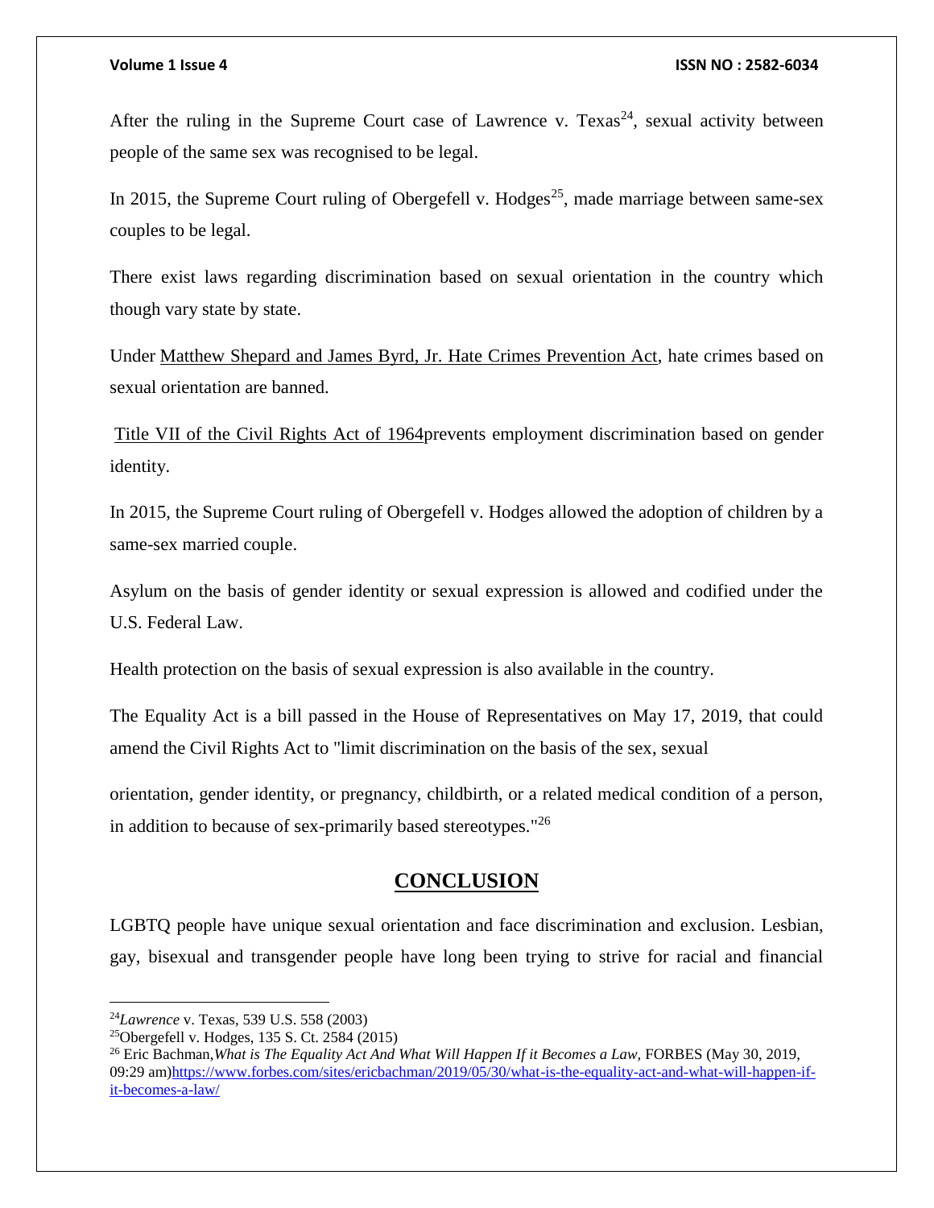After the ruling in the Supreme Court case of Lawrence v. Texas[24], sexual activity between people of the same sex was recognised to be legal.

In 2015, the Supreme Court ruling of Obergefell v. Hodges[25], made marriage between same-sex couples to be legal.

There exist laws regarding discrimination based on sexual orientation in the country which though vary state by state.

Under Matthew Shepard and James Byrd, Jr. Hate Crimes Prevention Act, hate crimes based on sexual orientation are banned.

Title VII of the Civil Rights Act of 1964prevents employment discrimination based on gender identity.

In 2015, the Supreme Court ruling of Obergefell v. Hodges allowed the adoption of children by a same-sex married couple.

Asylum on the basis of gender identity or sexual expression is allowed and codified under the U.S. Federal Law.

Health protection on the basis of sexual expression is also available in the country.

The Equality Act is a bill passed in the House of Representatives on May 17, 2019, that could amend the Civil Rights Act to "limit discrimination on the basis of the sex, sexual orientation, gender identity, or pregnancy, childbirth, or a related medical condition of a person, in addition to because of sex-primarily based stereotypes."[26]

## CONCLUSION

LGBTQ people have unique sexual orientation and face discrimination and exclusion. Lesbian, gay, bisexual and transgender people have long been trying to strive for racial and financial

---

[24] *Lawrence* v. Texas, 539 U.S. 558 (2003)

[25] Obergefell v. Hodges, 135 S. Ct. 2584 (2015)

[26] Eric Bachman,*What is The Equality Act And What Will Happen If it Becomes a Law,* FORBES (May 30, 2019, 09:29 am)https://www.forbes.com/sites/ericbachman/2019/05/30/what-is-the-equality-act-and-what-will-happen-if-it-becomes-a-law/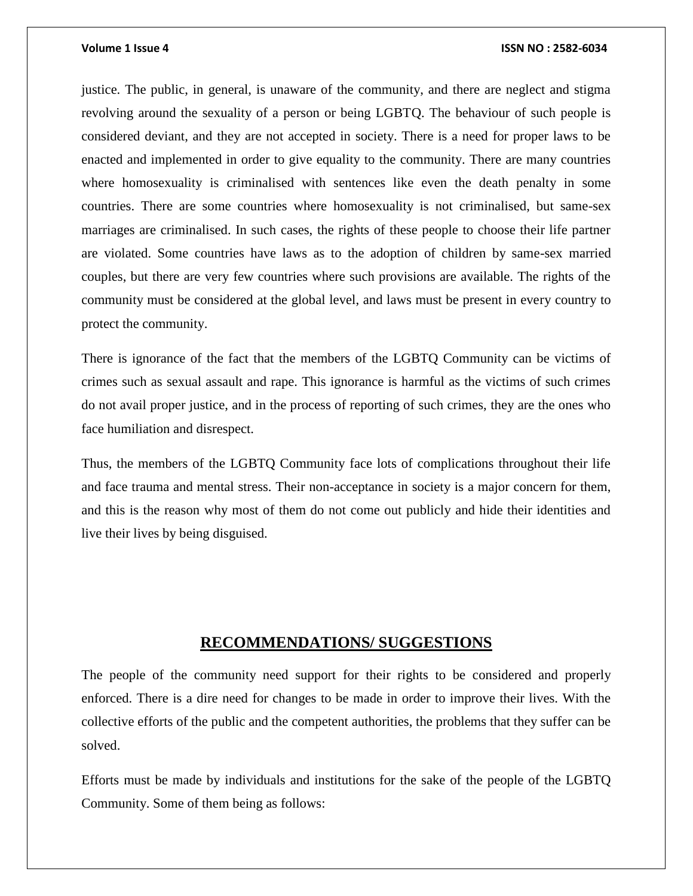justice. The public, in general, is unaware of the community, and there are neglect and stigma revolving around the sexuality of a person or being LGBTQ. The behaviour of such people is considered deviant, and they are not accepted in society. There is a need for proper laws to be enacted and implemented in order to give equality to the community. There are many countries where homosexuality is criminalised with sentences like even the death penalty in some countries. There are some countries where homosexuality is not criminalised, but same-sex marriages are criminalised. In such cases, the rights of these people to choose their life partner are violated. Some countries have laws as to the adoption of children by same-sex married couples, but there are very few countries where such provisions are available. The rights of the community must be considered at the global level, and laws must be present in every country to protect the community.

There is ignorance of the fact that the members of the LGBTQ Community can be victims of crimes such as sexual assault and rape. This ignorance is harmful as the victims of such crimes do not avail proper justice, and in the process of reporting of such crimes, they are the ones who face humiliation and disrespect.

Thus, the members of the LGBTQ Community face lots of complications throughout their life and face trauma and mental stress. Their non-acceptance in society is a major concern for them, and this is the reason why most of them do not come out publicly and hide their identities and live their lives by being disguised.

## RECOMMENDATIONS/ SUGGESTIONS

The people of the community need support for their rights to be considered and properly enforced. There is a dire need for changes to be made in order to improve their lives. With the collective efforts of the public and the competent authorities, the problems that they suffer can be solved.

Efforts must be made by individuals and institutions for the sake of the people of the LGBTQ Community. Some of them being as follows: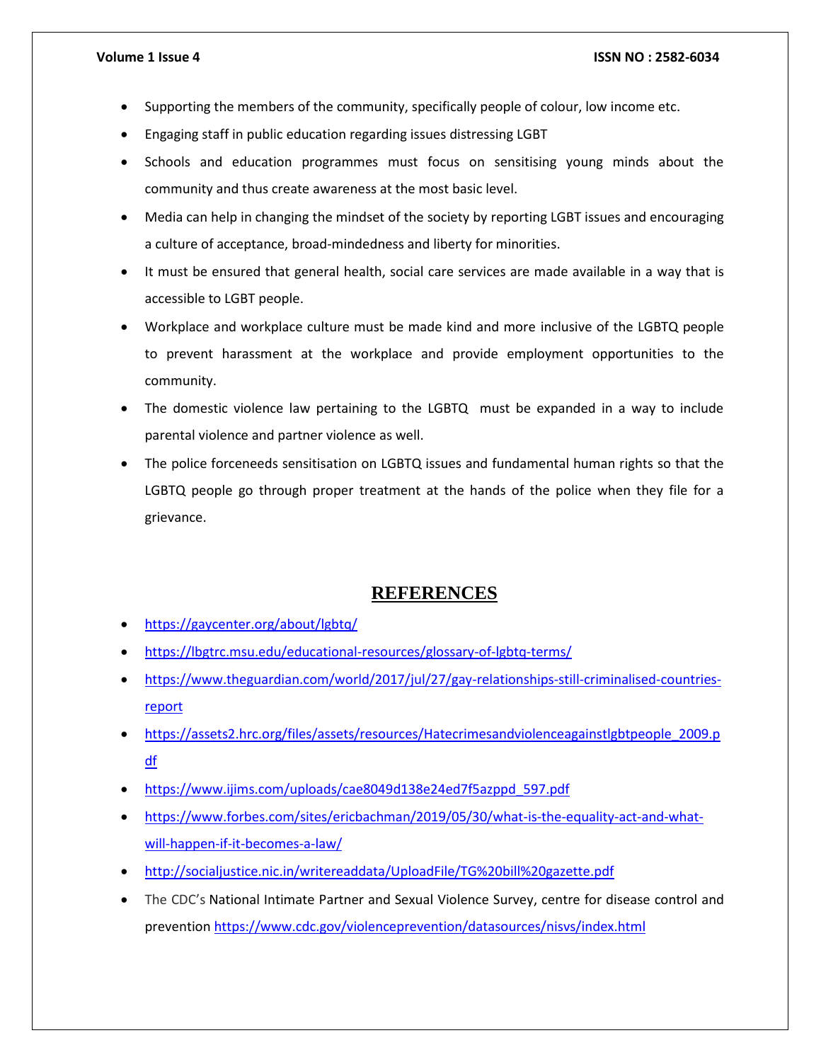- Supporting the members of the community, specifically people of colour, low income etc.
- Engaging staff in public education regarding issues distressing LGBT
- Schools and education programmes must focus on sensitising young minds about the community and thus create awareness at the most basic level.
- Media can help in changing the mindset of the society by reporting LGBT issues and encouraging a culture of acceptance, broad-mindedness and liberty for minorities.
- It must be ensured that general health, social care services are made available in a way that is accessible to LGBT people.
- Workplace and workplace culture must be made kind and more inclusive of the LGBTQ people to prevent harassment at the workplace and provide employment opportunities to the community.
- The domestic violence law pertaining to the LGBTQ must be expanded in a way to include parental violence and partner violence as well.
- The police forceneeds sensitisation on LGBTQ issues and fundamental human rights so that the LGBTQ people go through proper treatment at the hands of the police when they file for a grievance.

## REFERENCES

- https://gaycenter.org/about/lgbtq/
- https://lbgtrc.msu.edu/educational-resources/glossary-of-lgbtq-terms/
- https://www.theguardian.com/world/2017/jul/27/gay-relationships-still-criminalised-countries-report
- https://assets2.hrc.org/files/assets/resources/Hatecrimesandviolenceagainstlgbtpeople_2009.pdf
- https://www.ijims.com/uploads/cae8049d138e24ed7f5azppd_597.pdf
- https://www.forbes.com/sites/ericbachman/2019/05/30/what-is-the-equality-act-and-what-will-happen-if-it-becomes-a-law/
- http://socialjustice.nic.in/writereaddata/UploadFile/TG%20bill%20gazette.pdf
- The CDC's National Intimate Partner and Sexual Violence Survey, centre for disease control and prevention https://www.cdc.gov/violenceprevention/datasources/nisvs/index.html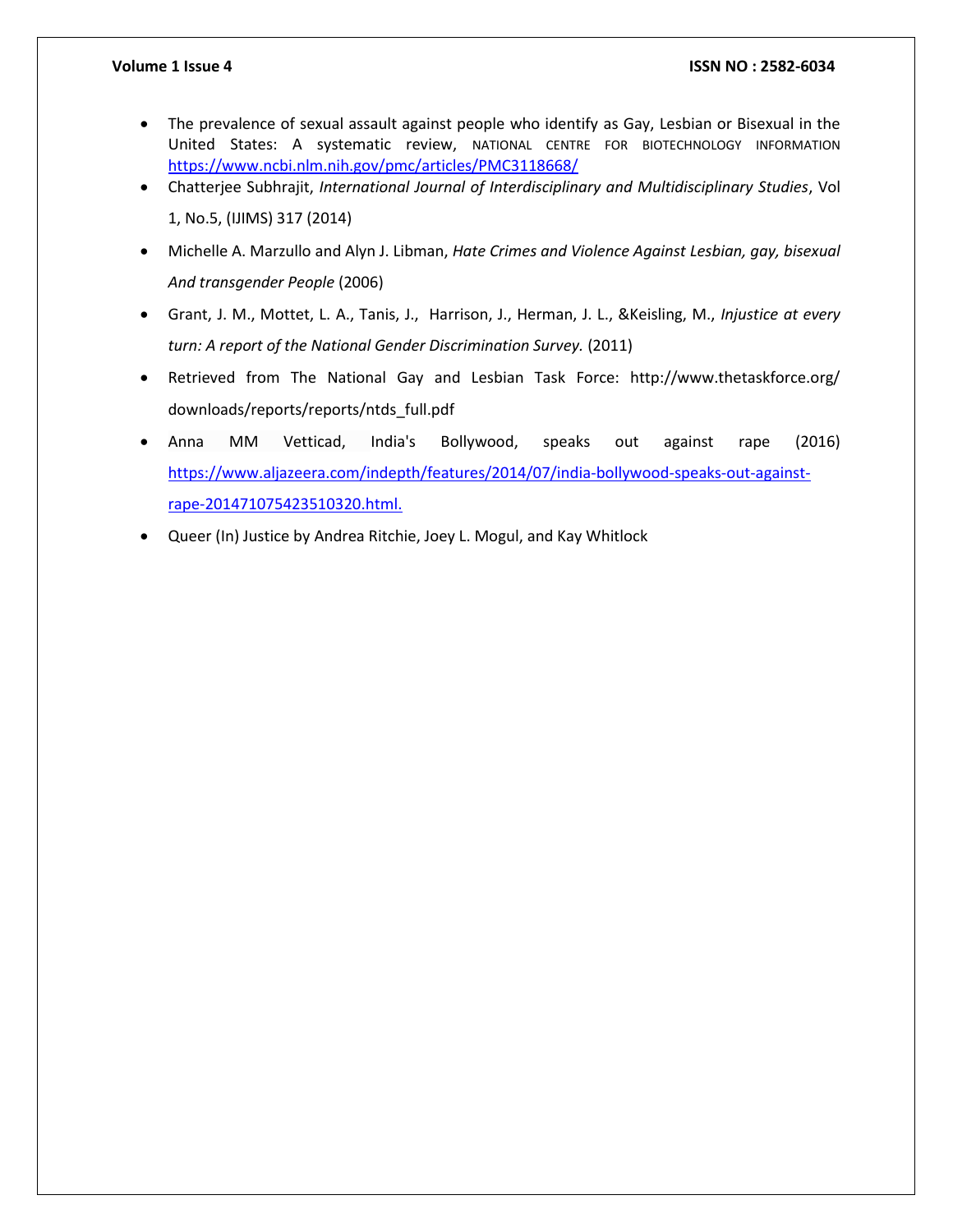- The prevalence of sexual assault against people who identify as Gay, Lesbian or Bisexual in the United States: A systematic review, NATIONAL CENTRE FOR BIOTECHNOLOGY INFORMATION https://www.ncbi.nlm.nih.gov/pmc/articles/PMC3118668/
- Chatterjee Subhrajit, *International Journal of Interdisciplinary and Multidisciplinary Studies*, Vol 1, No.5, (IJIMS) 317 (2014)
- Michelle A. Marzullo and Alyn J. Libman, *Hate Crimes and Violence Against Lesbian, gay, bisexual And transgender People* (2006)
- Grant, J. M., Mottet, L. A., Tanis, J., Harrison, J., Herman, J. L., &Keisling, M., *Injustice at every turn: A report of the National Gender Discrimination Survey.* (2011)
- Retrieved from The National Gay and Lesbian Task Force: http://www.thetaskforce.org/downloads/reports/reports/ntds_full.pdf
- Anna MM Vetticad, India's Bollywood, speaks out against rape (2016) https://www.aljazeera.com/indepth/features/2014/07/india-bollywood-speaks-out-against-rape-201471075423510320.html.
- Queer (In) Justice by Andrea Ritchie, Joey L. Mogul, and Kay Whitlock